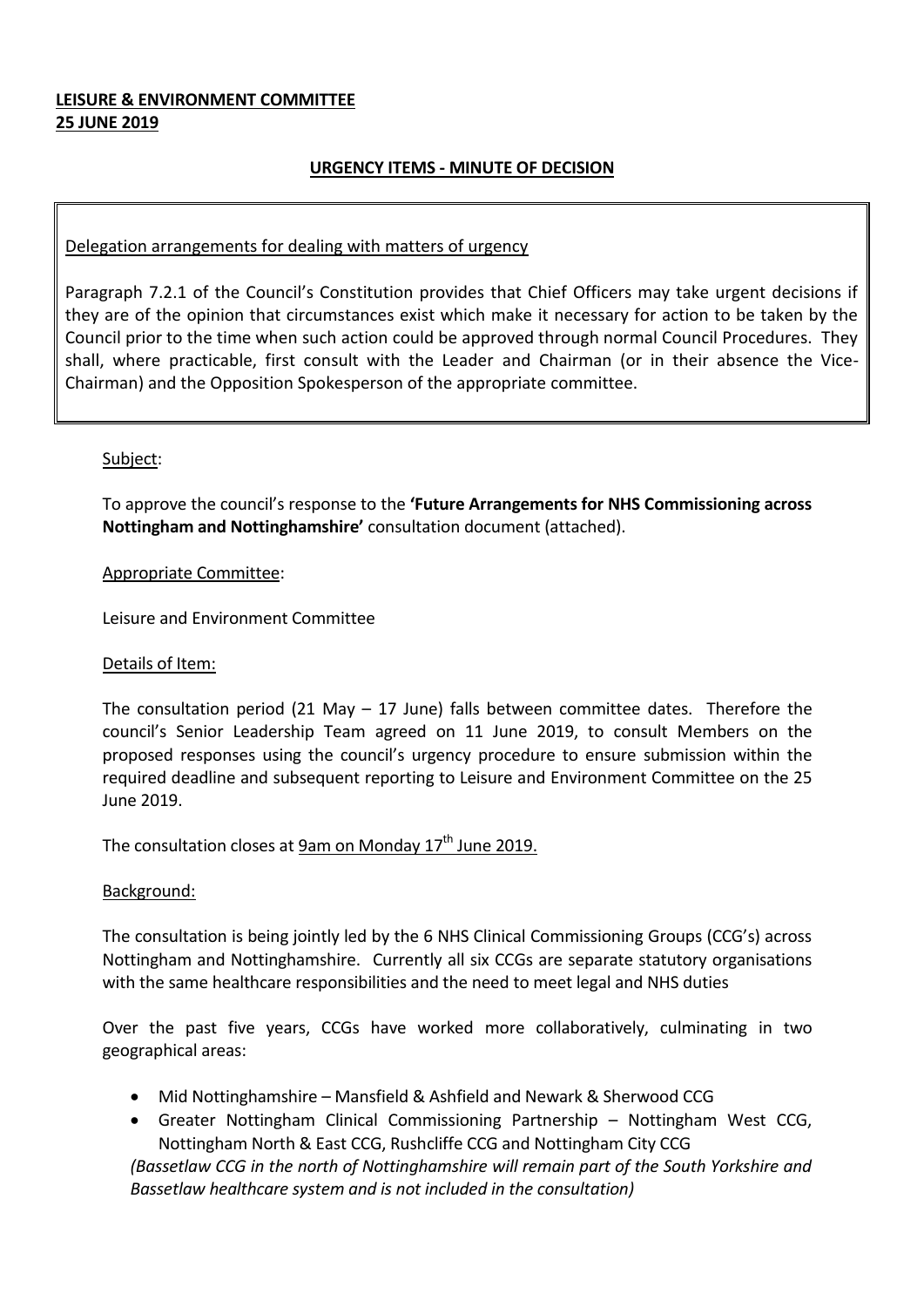**LEISURE & ENVIRONMENT COMMITTEE**
**25 JUNE 2019**

**URGENCY ITEMS - MINUTE OF DECISION**

> Delegation arrangements for dealing with matters of urgency
>
> Paragraph 7.2.1 of the Council's Constitution provides that Chief Officers may take urgent decisions if they are of the opinion that circumstances exist which make it necessary for action to be taken by the Council prior to the time when such action could be approved through normal Council Procedures. They shall, where practicable, first consult with the Leader and Chairman (or in their absence the Vice-Chairman) and the Opposition Spokesperson of the appropriate committee.

Subject:

To approve the council's response to the **'Future Arrangements for NHS Commissioning across Nottingham and Nottinghamshire'** consultation document (attached).

Appropriate Committee:

Leisure and Environment Committee

Details of Item:

The consultation period (21 May – 17 June) falls between committee dates. Therefore the council's Senior Leadership Team agreed on 11 June 2019, to consult Members on the proposed responses using the council's urgency procedure to ensure submission within the required deadline and subsequent reporting to Leisure and Environment Committee on the 25 June 2019.

The consultation closes at 9am on Monday 17th June 2019.

Background:

The consultation is being jointly led by the 6 NHS Clinical Commissioning Groups (CCG's) across Nottingham and Nottinghamshire. Currently all six CCGs are separate statutory organisations with the same healthcare responsibilities and the need to meet legal and NHS duties

Over the past five years, CCGs have worked more collaboratively, culminating in two geographical areas:

- Mid Nottinghamshire – Mansfield & Ashfield and Newark & Sherwood CCG
- Greater Nottingham Clinical Commissioning Partnership – Nottingham West CCG, Nottingham North & East CCG, Rushcliffe CCG and Nottingham City CCG

*(Bassetlaw CCG in the north of Nottinghamshire will remain part of the South Yorkshire and Bassetlaw healthcare system and is not included in the consultation)*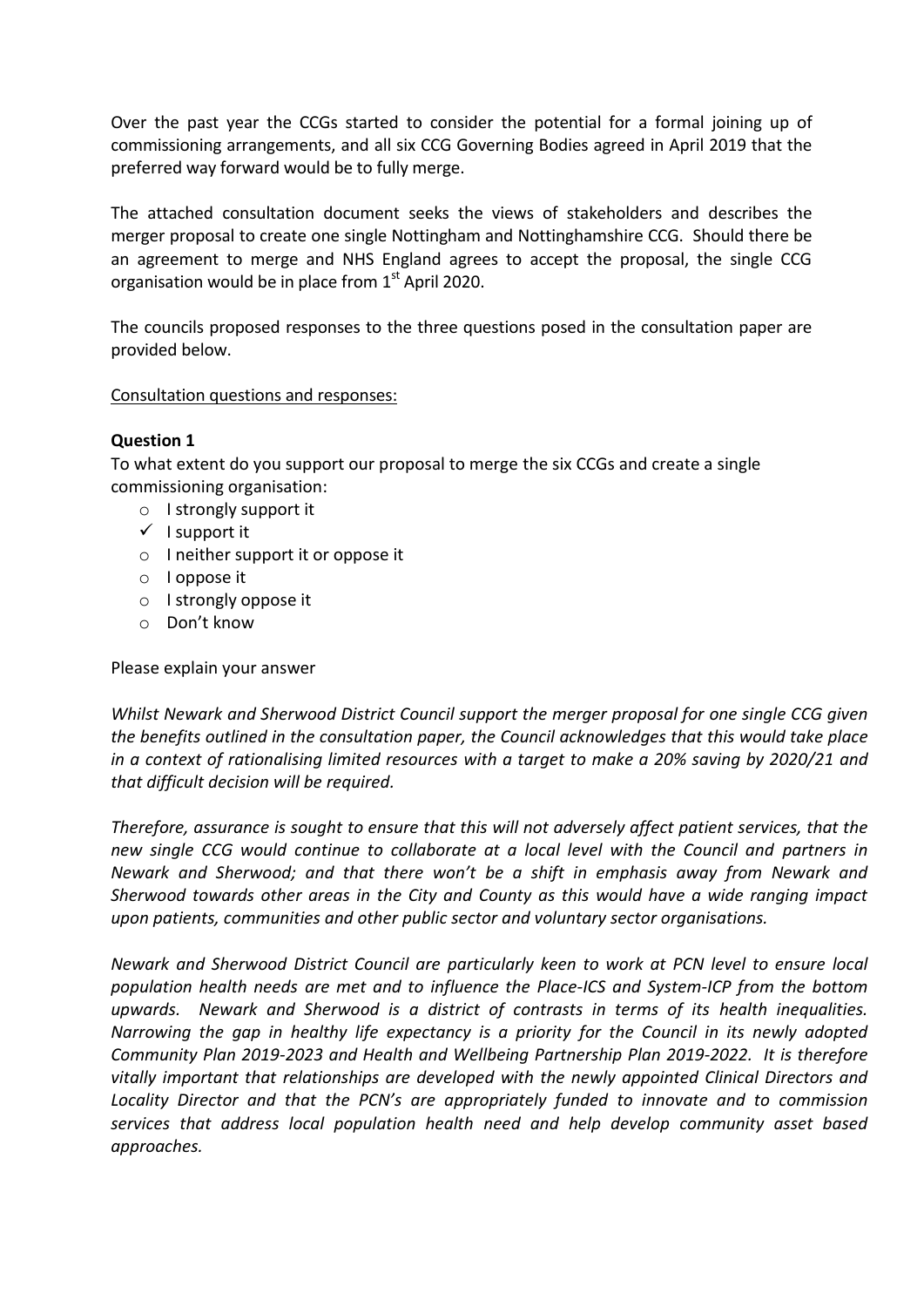Over the past year the CCGs started to consider the potential for a formal joining up of commissioning arrangements, and all six CCG Governing Bodies agreed in April 2019 that the preferred way forward would be to fully merge.

The attached consultation document seeks the views of stakeholders and describes the merger proposal to create one single Nottingham and Nottinghamshire CCG. Should there be an agreement to merge and NHS England agrees to accept the proposal, the single CCG organisation would be in place from 1st April 2020.

The councils proposed responses to the three questions posed in the consultation paper are provided below.

Consultation questions and responses:

**Question 1**

To what extent do you support our proposal to merge the six CCGs and create a single commissioning organisation:

- o I strongly support it
- ✓ I support it
- o I neither support it or oppose it
- o I oppose it
- o I strongly oppose it
- o Don't know

Please explain your answer

*Whilst Newark and Sherwood District Council support the merger proposal for one single CCG given the benefits outlined in the consultation paper, the Council acknowledges that this would take place in a context of rationalising limited resources with a target to make a 20% saving by 2020/21 and that difficult decision will be required.*

*Therefore, assurance is sought to ensure that this will not adversely affect patient services, that the new single CCG would continue to collaborate at a local level with the Council and partners in Newark and Sherwood; and that there won't be a shift in emphasis away from Newark and Sherwood towards other areas in the City and County as this would have a wide ranging impact upon patients, communities and other public sector and voluntary sector organisations.*

*Newark and Sherwood District Council are particularly keen to work at PCN level to ensure local population health needs are met and to influence the Place-ICS and System-ICP from the bottom upwards. Newark and Sherwood is a district of contrasts in terms of its health inequalities. Narrowing the gap in healthy life expectancy is a priority for the Council in its newly adopted Community Plan 2019-2023 and Health and Wellbeing Partnership Plan 2019-2022. It is therefore vitally important that relationships are developed with the newly appointed Clinical Directors and Locality Director and that the PCN's are appropriately funded to innovate and to commission services that address local population health need and help develop community asset based approaches.*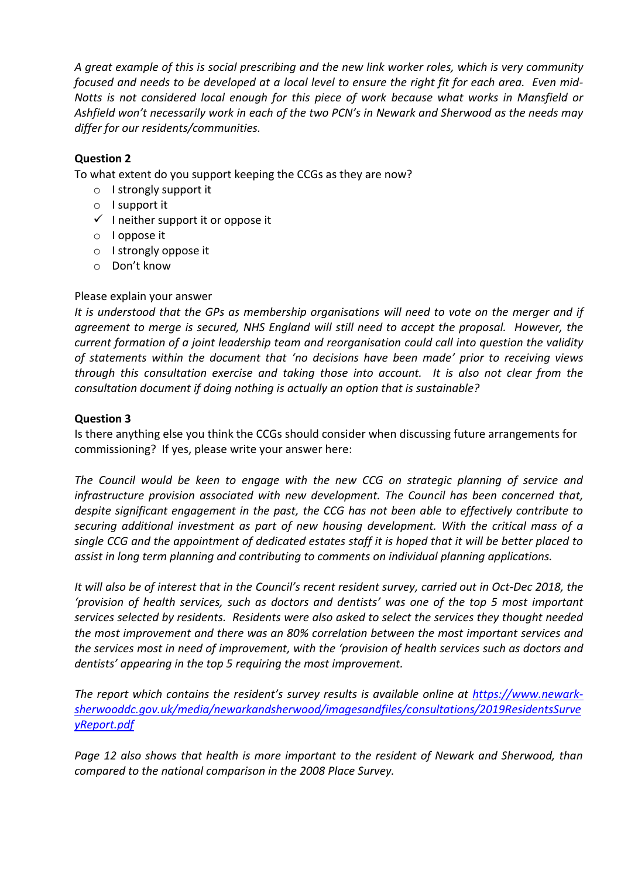*A great example of this is social prescribing and the new link worker roles, which is very community focused and needs to be developed at a local level to ensure the right fit for each area. Even mid-Notts is not considered local enough for this piece of work because what works in Mansfield or Ashfield won't necessarily work in each of the two PCN's in Newark and Sherwood as the needs may differ for our residents/communities.*

**Question 2**

To what extent do you support keeping the CCGs as they are now?

- ○ I strongly support it
- ○ I support it
- ✓ I neither support it or oppose it
- ○ I oppose it
- ○ I strongly oppose it
- ○ Don't know

Please explain your answer

*It is understood that the GPs as membership organisations will need to vote on the merger and if agreement to merge is secured, NHS England will still need to accept the proposal. However, the current formation of a joint leadership team and reorganisation could call into question the validity of statements within the document that 'no decisions have been made' prior to receiving views through this consultation exercise and taking those into account. It is also not clear from the consultation document if doing nothing is actually an option that is sustainable?*

**Question 3**

Is there anything else you think the CCGs should consider when discussing future arrangements for commissioning? If yes, please write your answer here:

*The Council would be keen to engage with the new CCG on strategic planning of service and infrastructure provision associated with new development. The Council has been concerned that, despite significant engagement in the past, the CCG has not been able to effectively contribute to securing additional investment as part of new housing development. With the critical mass of a single CCG and the appointment of dedicated estates staff it is hoped that it will be better placed to assist in long term planning and contributing to comments on individual planning applications.*

*It will also be of interest that in the Council's recent resident survey, carried out in Oct-Dec 2018, the 'provision of health services, such as doctors and dentists' was one of the top 5 most important services selected by residents. Residents were also asked to select the services they thought needed the most improvement and there was an 80% correlation between the most important services and the services most in need of improvement, with the 'provision of health services such as doctors and dentists' appearing in the top 5 requiring the most improvement.*

*The report which contains the resident's survey results is available online at [https://www.newark-sherwooddc.gov.uk/media/newarkandsherwood/imagesandfiles/consultations/2019ResidentsSurveyReport.pdf](https://www.newark-sherwooddc.gov.uk/media/newarkandsherwood/imagesandfiles/consultations/2019ResidentsSurveyReport.pdf)*

*Page 12 also shows that health is more important to the resident of Newark and Sherwood, than compared to the national comparison in the 2008 Place Survey.*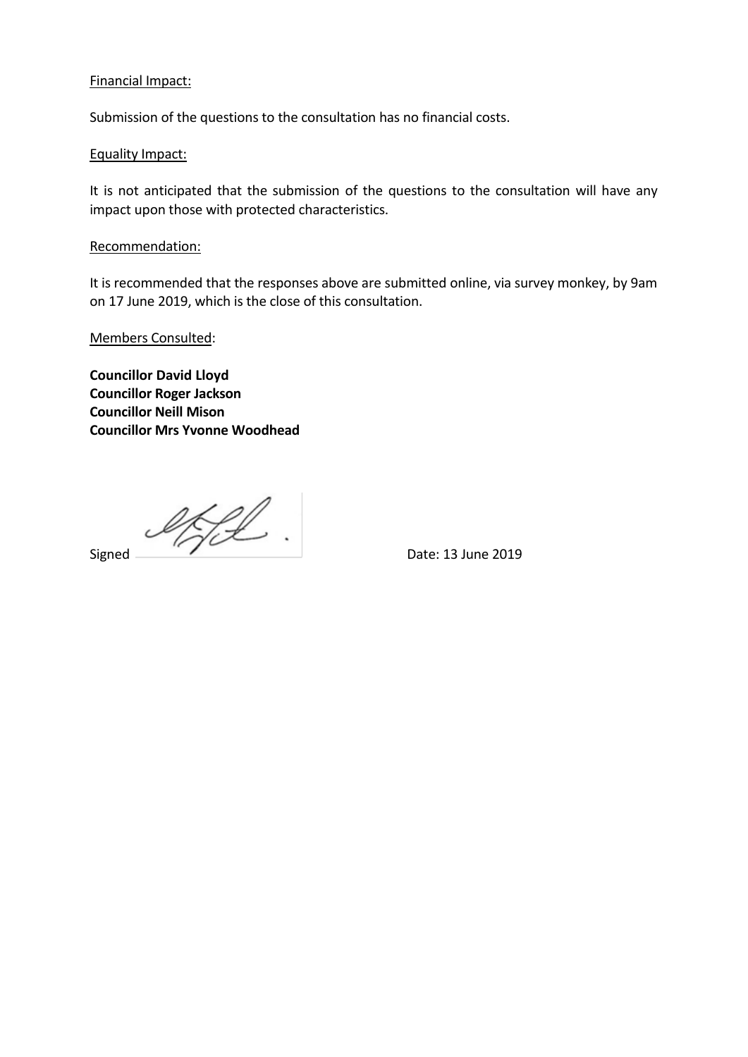Financial Impact:

Submission of the questions to the consultation has no financial costs.

Equality Impact:

It is not anticipated that the submission of the questions to the consultation will have any impact upon those with protected characteristics.

Recommendation:

It is recommended that the responses above are submitted online, via survey monkey, by 9am on 17 June 2019, which is the close of this consultation.

Members Consulted:

**Councillor David Lloyd**
**Councillor Roger Jackson**
**Councillor Neill Mison**
**Councillor Mrs Yvonne Woodhead**

Signed ____________________ Date: 13 June 2019